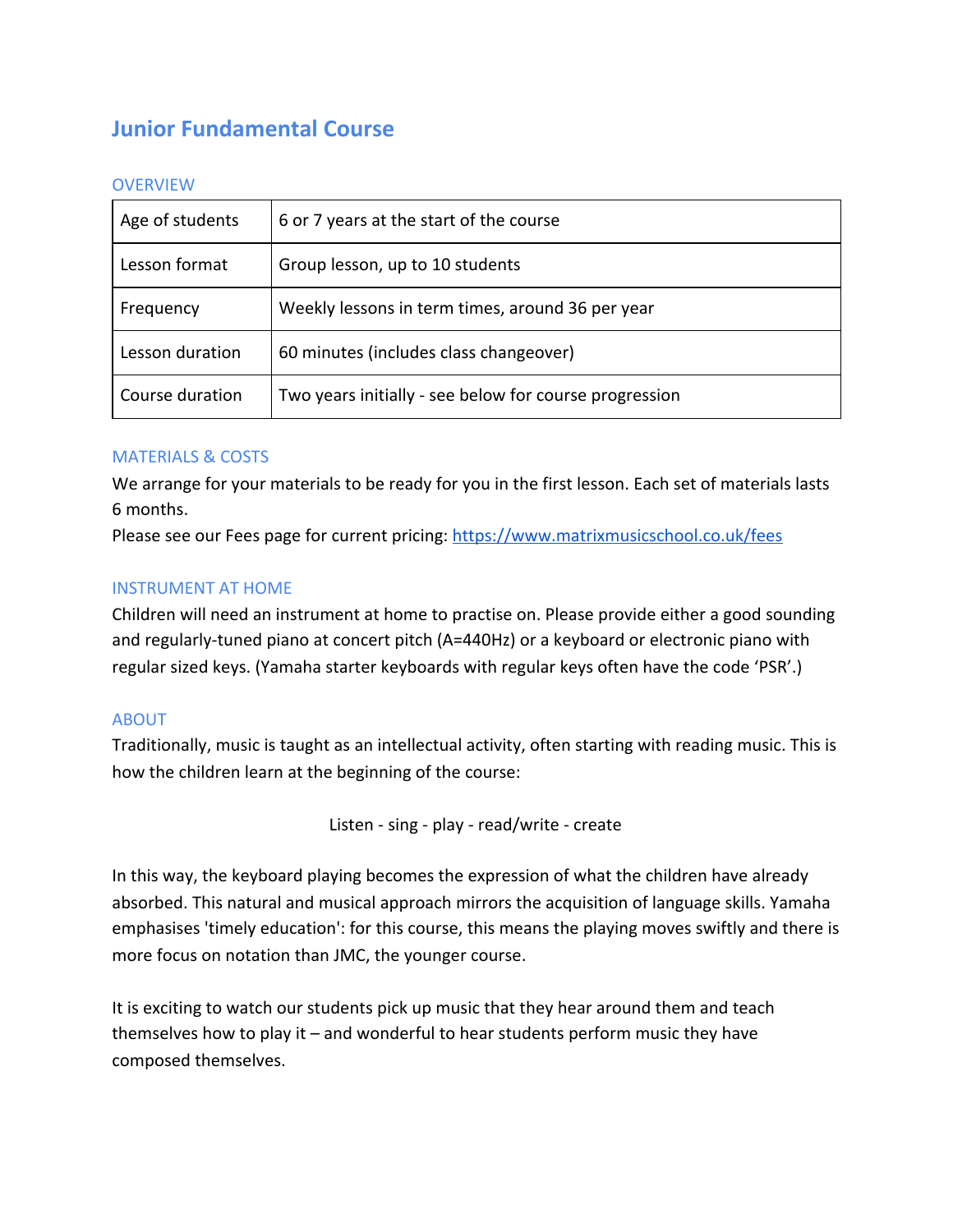# Junior Fundamental Course

## OVERVIEW

| | |
|---|---|
| Age of students | 6 or 7 years at the start of the course |
| Lesson format | Group lesson, up to 10 students |
| Frequency | Weekly lessons in term times, around 36 per year |
| Lesson duration | 60 minutes (includes class changeover) |
| Course duration | Two years initially - see below for course progression |

## MATERIALS & COSTS

We arrange for your materials to be ready for you in the first lesson. Each set of materials lasts 6 months.
Please see our Fees page for current pricing: https://www.matrixmusicschool.co.uk/fees

## INSTRUMENT AT HOME

Children will need an instrument at home to practise on. Please provide either a good sounding and regularly-tuned piano at concert pitch (A=440Hz) or a keyboard or electronic piano with regular sized keys. (Yamaha starter keyboards with regular keys often have the code 'PSR'.)

## ABOUT

Traditionally, music is taught as an intellectual activity, often starting with reading music. This is how the children learn at the beginning of the course:

Listen - sing - play - read/write - create

In this way, the keyboard playing becomes the expression of what the children have already absorbed. This natural and musical approach mirrors the acquisition of language skills. Yamaha emphasises 'timely education': for this course, this means the playing moves swiftly and there is more focus on notation than JMC, the younger course.

It is exciting to watch our students pick up music that they hear around them and teach themselves how to play it – and wonderful to hear students perform music they have composed themselves.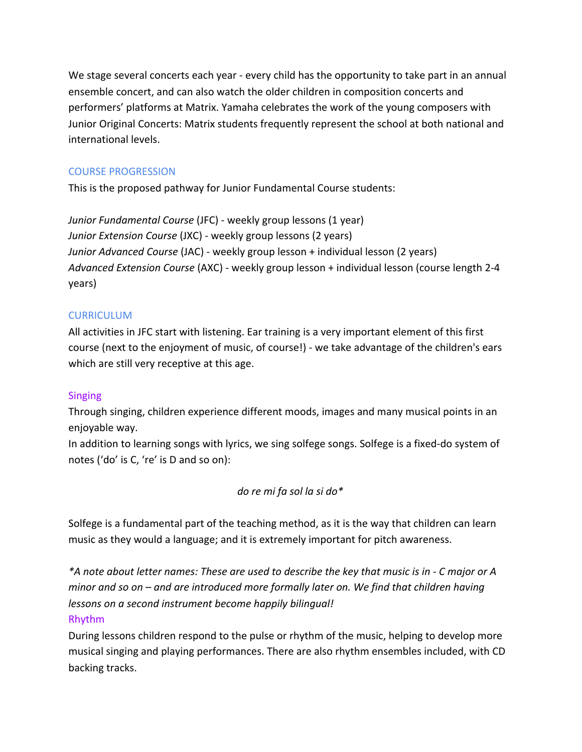We stage several concerts each year - every child has the opportunity to take part in an annual ensemble concert, and can also watch the older children in composition concerts and performers' platforms at Matrix. Yamaha celebrates the work of the young composers with Junior Original Concerts: Matrix students frequently represent the school at both national and international levels.

## COURSE PROGRESSION

This is the proposed pathway for Junior Fundamental Course students:

*Junior Fundamental Course* (JFC) - weekly group lessons (1 year)
*Junior Extension Course* (JXC) - weekly group lessons (2 years)
*Junior Advanced Course* (JAC) - weekly group lesson + individual lesson (2 years)
*Advanced Extension Course* (AXC) - weekly group lesson + individual lesson (course length 2-4 years)

## CURRICULUM

All activities in JFC start with listening. Ear training is a very important element of this first course (next to the enjoyment of music, of course!) - we take advantage of the children's ears which are still very receptive at this age.

### Singing

Through singing, children experience different moods, images and many musical points in an enjoyable way.
In addition to learning songs with lyrics, we sing solfege songs. Solfege is a fixed-do system of notes ('do' is C, 're' is D and so on):

*do re mi fa sol la si do**

Solfege is a fundamental part of the teaching method, as it is the way that children can learn music as they would a language; and it is extremely important for pitch awareness.

**A note about letter names: These are used to describe the key that music is in - C major or A minor and so on – and are introduced more formally later on. We find that children having lessons on a second instrument become happily bilingual!*

### Rhythm

During lessons children respond to the pulse or rhythm of the music, helping to develop more musical singing and playing performances. There are also rhythm ensembles included, with CD backing tracks.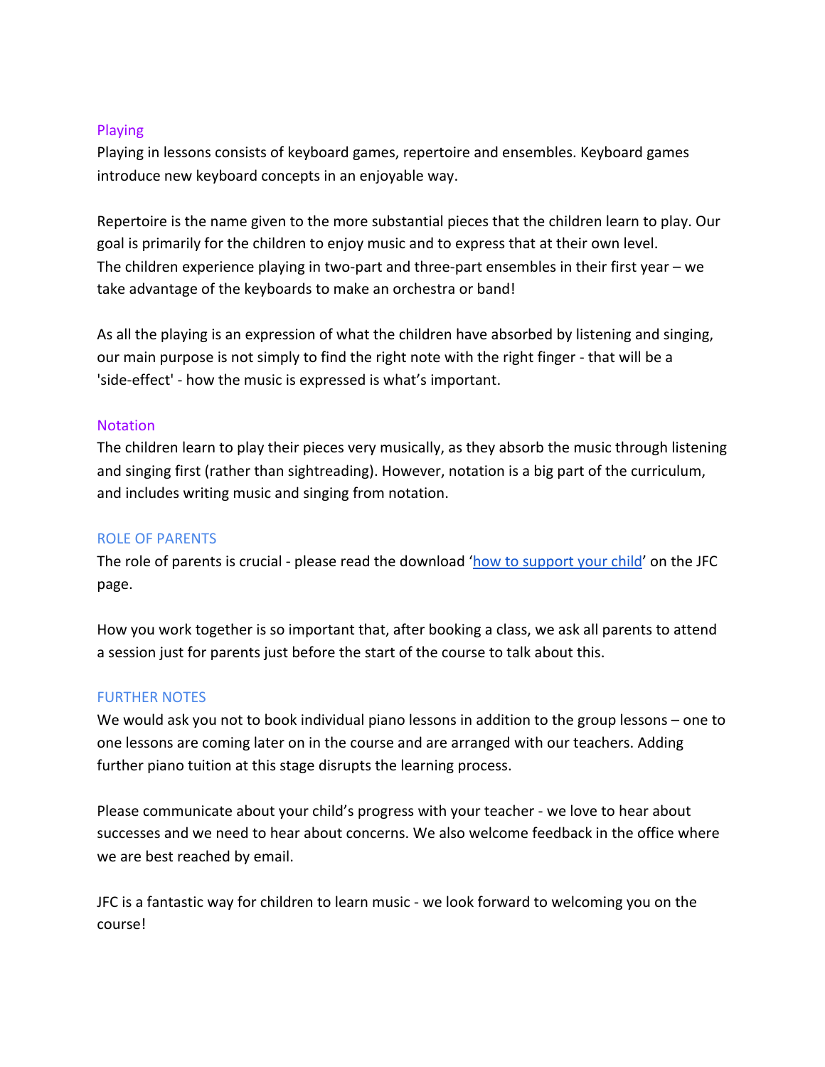## Playing

Playing in lessons consists of keyboard games, repertoire and ensembles. Keyboard games introduce new keyboard concepts in an enjoyable way.

Repertoire is the name given to the more substantial pieces that the children learn to play. Our goal is primarily for the children to enjoy music and to express that at their own level.
The children experience playing in two-part and three-part ensembles in their first year – we take advantage of the keyboards to make an orchestra or band!

As all the playing is an expression of what the children have absorbed by listening and singing, our main purpose is not simply to find the right note with the right finger - that will be a 'side-effect' - how the music is expressed is what's important.

## Notation

The children learn to play their pieces very musically, as they absorb the music through listening and singing first (rather than sightreading). However, notation is a big part of the curriculum, and includes writing music and singing from notation.

## ROLE OF PARENTS

The role of parents is crucial - please read the download '[how to support your child]' on the JFC page.

How you work together is so important that, after booking a class, we ask all parents to attend a session just for parents just before the start of the course to talk about this.

## FURTHER NOTES

We would ask you not to book individual piano lessons in addition to the group lessons – one to one lessons are coming later on in the course and are arranged with our teachers. Adding further piano tuition at this stage disrupts the learning process.

Please communicate about your child's progress with your teacher - we love to hear about successes and we need to hear about concerns. We also welcome feedback in the office where we are best reached by email.

JFC is a fantastic way for children to learn music - we look forward to welcoming you on the course!